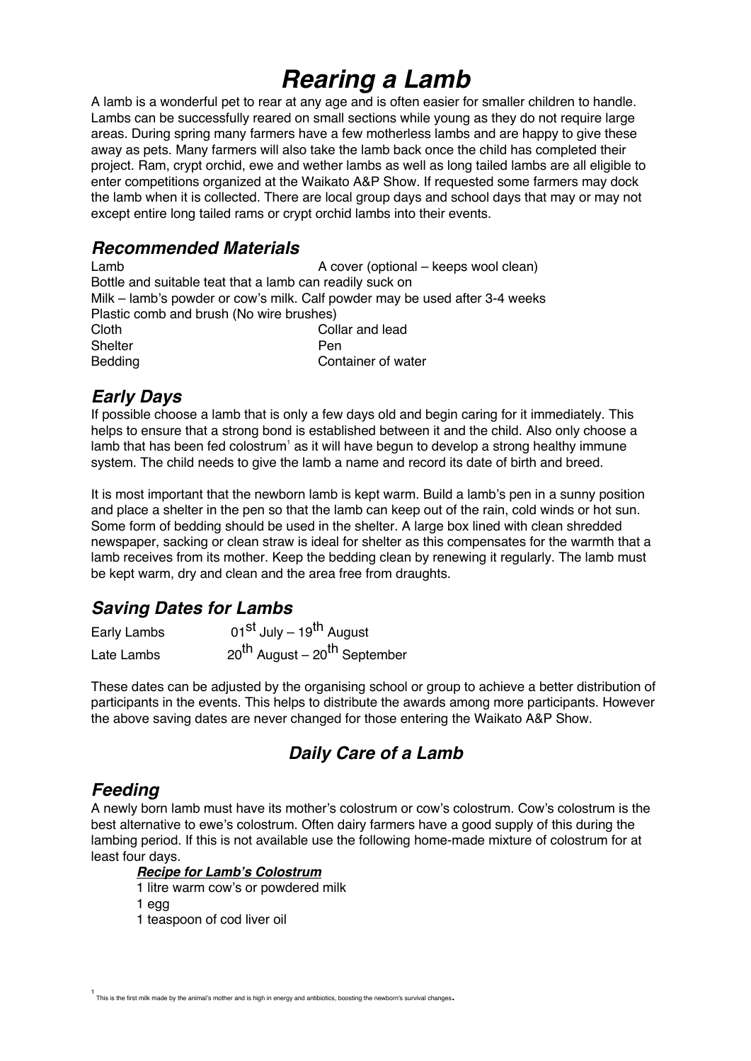# Rearing a Lamb

A lamb is a wonderful pet to rear at any age and is often easier for smaller children to handle. Lambs can be successfully reared on small sections while young as they do not require large areas. During spring many farmers have a few motherless lambs and are happy to give these away as pets. Many farmers will also take the lamb back once the child has completed their project. Ram, crypt orchid, ewe and wether lambs as well as long tailed lambs are all eligible to enter competitions organized at the Waikato A&P Show. If requested some farmers may dock the lamb when it is collected. There are local group days and school days that may or may not except entire long tailed rams or crypt orchid lambs into their events.

## *Recommended Materials*

Lamb
A cover (optional – keeps wool clean)
Bottle and suitable teat that a lamb can readily suck on
Milk – lamb's powder or cow's milk. Calf powder may be used after 3-4 weeks
Plastic comb and brush (No wire brushes)
Cloth
Collar and lead
Shelter
Pen
Bedding
Container of water

## *Early Days*

If possible choose a lamb that is only a few days old and begin caring for it immediately. This helps to ensure that a strong bond is established between it and the child. Also only choose a lamb that has been fed colostrum[1] as it will have begun to develop a strong healthy immune system. The child needs to give the lamb a name and record its date of birth and breed.

It is most important that the newborn lamb is kept warm. Build a lamb's pen in a sunny position and place a shelter in the pen so that the lamb can keep out of the rain, cold winds or hot sun. Some form of bedding should be used in the shelter. A large box lined with clean shredded newspaper, sacking or clean straw is ideal for shelter as this compensates for the warmth that a lamb receives from its mother. Keep the bedding clean by renewing it regularly. The lamb must be kept warm, dry and clean and the area free from draughts.

## *Saving Dates for Lambs*

| | |
|---|---|
| Early Lambs | 01st July – 19th August |
| Late Lambs | 20th August – 20th September |

These dates can be adjusted by the organising school or group to achieve a better distribution of participants in the events. This helps to distribute the awards among more participants. However the above saving dates are never changed for those entering the Waikato A&P Show.

## *Daily Care of a Lamb*

## *Feeding*

A newly born lamb must have its mother's colostrum or cow's colostrum. Cow's colostrum is the best alternative to ewe's colostrum. Often dairy farmers have a good supply of this during the lambing period. If this is not available use the following home-made mixture of colostrum for at least four days.

***Recipe for Lamb's Colostrum***

1 litre warm cow's or powdered milk
1 egg
1 teaspoon of cod liver oil

[1] This is the first milk made by the animal's mother and is high in energy and antibiotics, boosting the newborn's survival changes.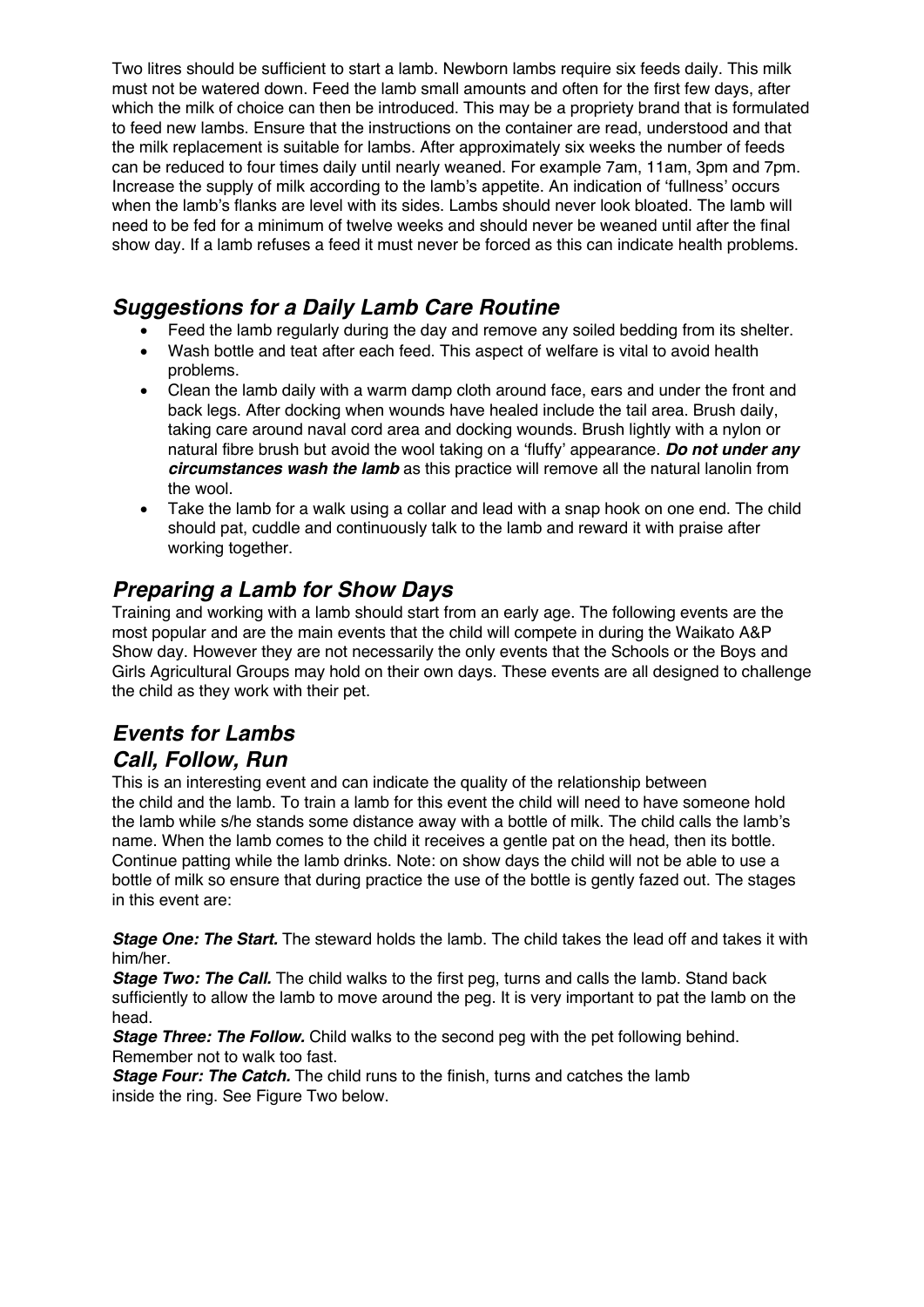Two litres should be sufficient to start a lamb. Newborn lambs require six feeds daily. This milk must not be watered down. Feed the lamb small amounts and often for the first few days, after which the milk of choice can then be introduced. This may be a propriety brand that is formulated to feed new lambs. Ensure that the instructions on the container are read, understood and that the milk replacement is suitable for lambs. After approximately six weeks the number of feeds can be reduced to four times daily until nearly weaned. For example 7am, 11am, 3pm and 7pm. Increase the supply of milk according to the lamb's appetite. An indication of 'fullness' occurs when the lamb's flanks are level with its sides. Lambs should never look bloated. The lamb will need to be fed for a minimum of twelve weeks and should never be weaned until after the final show day. If a lamb refuses a feed it must never be forced as this can indicate health problems.

## *Suggestions for a Daily Lamb Care Routine*

- Feed the lamb regularly during the day and remove any soiled bedding from its shelter.
- Wash bottle and teat after each feed. This aspect of welfare is vital to avoid health problems.
- Clean the lamb daily with a warm damp cloth around face, ears and under the front and back legs. After docking when wounds have healed include the tail area. Brush daily, taking care around naval cord area and docking wounds. Brush lightly with a nylon or natural fibre brush but avoid the wool taking on a 'fluffy' appearance. ***Do not under any circumstances wash the lamb*** as this practice will remove all the natural lanolin from the wool.
- Take the lamb for a walk using a collar and lead with a snap hook on one end. The child should pat, cuddle and continuously talk to the lamb and reward it with praise after working together.

## *Preparing a Lamb for Show Days*

Training and working with a lamb should start from an early age. The following events are the most popular and are the main events that the child will compete in during the Waikato A&P Show day. However they are not necessarily the only events that the Schools or the Boys and Girls Agricultural Groups may hold on their own days. These events are all designed to challenge the child as they work with their pet.

## *Events for Lambs*

### *Call, Follow, Run*

This is an interesting event and can indicate the quality of the relationship between the child and the lamb. To train a lamb for this event the child will need to have someone hold the lamb while s/he stands some distance away with a bottle of milk. The child calls the lamb's name. When the lamb comes to the child it receives a gentle pat on the head, then its bottle. Continue patting while the lamb drinks. Note: on show days the child will not be able to use a bottle of milk so ensure that during practice the use of the bottle is gently fazed out. The stages in this event are:

***Stage One: The Start.*** The steward holds the lamb. The child takes the lead off and takes it with him/her.

***Stage Two: The Call.*** The child walks to the first peg, turns and calls the lamb. Stand back sufficiently to allow the lamb to move around the peg. It is very important to pat the lamb on the head.

***Stage Three: The Follow.*** Child walks to the second peg with the pet following behind. Remember not to walk too fast.

***Stage Four: The Catch.*** The child runs to the finish, turns and catches the lamb inside the ring. See Figure Two below.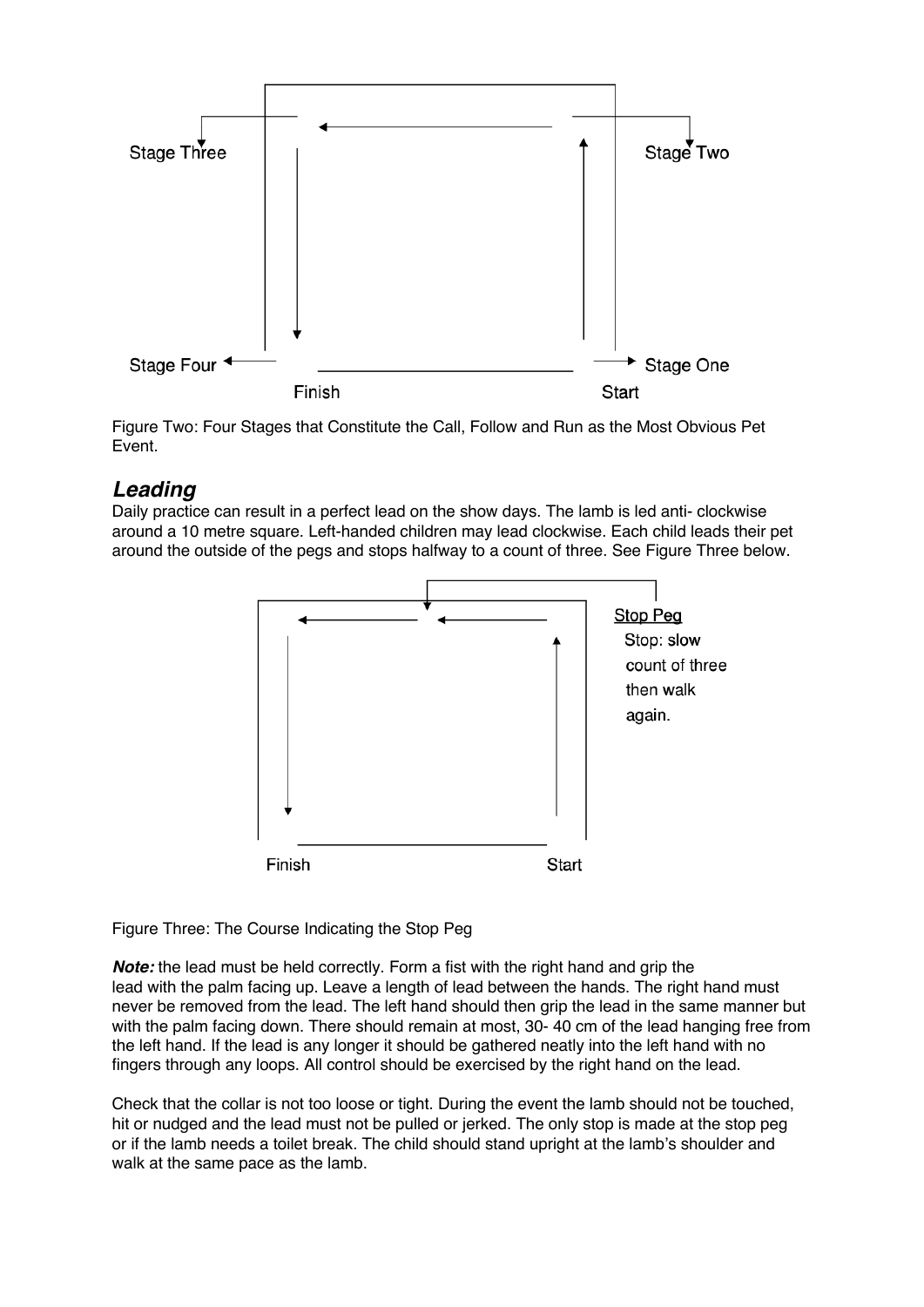Stage Three

Stage Two

Stage Four

Stage One

Finish

Start

Figure Two: Four Stages that Constitute the Call, Follow and Run as the Most Obvious Pet Event.

## *Leading*

Daily practice can result in a perfect lead on the show days. The lamb is led anti- clockwise around a 10 metre square. Left-handed children may lead clockwise. Each child leads their pet around the outside of the pegs and stops halfway to a count of three. See Figure Three below.

Stop Peg

Stop: slow count of three then walk again.

Finish

Start

Figure Three: The Course Indicating the Stop Peg

***Note:*** the lead must be held correctly. Form a fist with the right hand and grip the lead with the palm facing up. Leave a length of lead between the hands. The right hand must never be removed from the lead. The left hand should then grip the lead in the same manner but with the palm facing down. There should remain at most, 30- 40 cm of the lead hanging free from the left hand. If the lead is any longer it should be gathered neatly into the left hand with no fingers through any loops. All control should be exercised by the right hand on the lead.

Check that the collar is not too loose or tight. During the event the lamb should not be touched, hit or nudged and the lead must not be pulled or jerked. The only stop is made at the stop peg or if the lamb needs a toilet break. The child should stand upright at the lamb's shoulder and walk at the same pace as the lamb.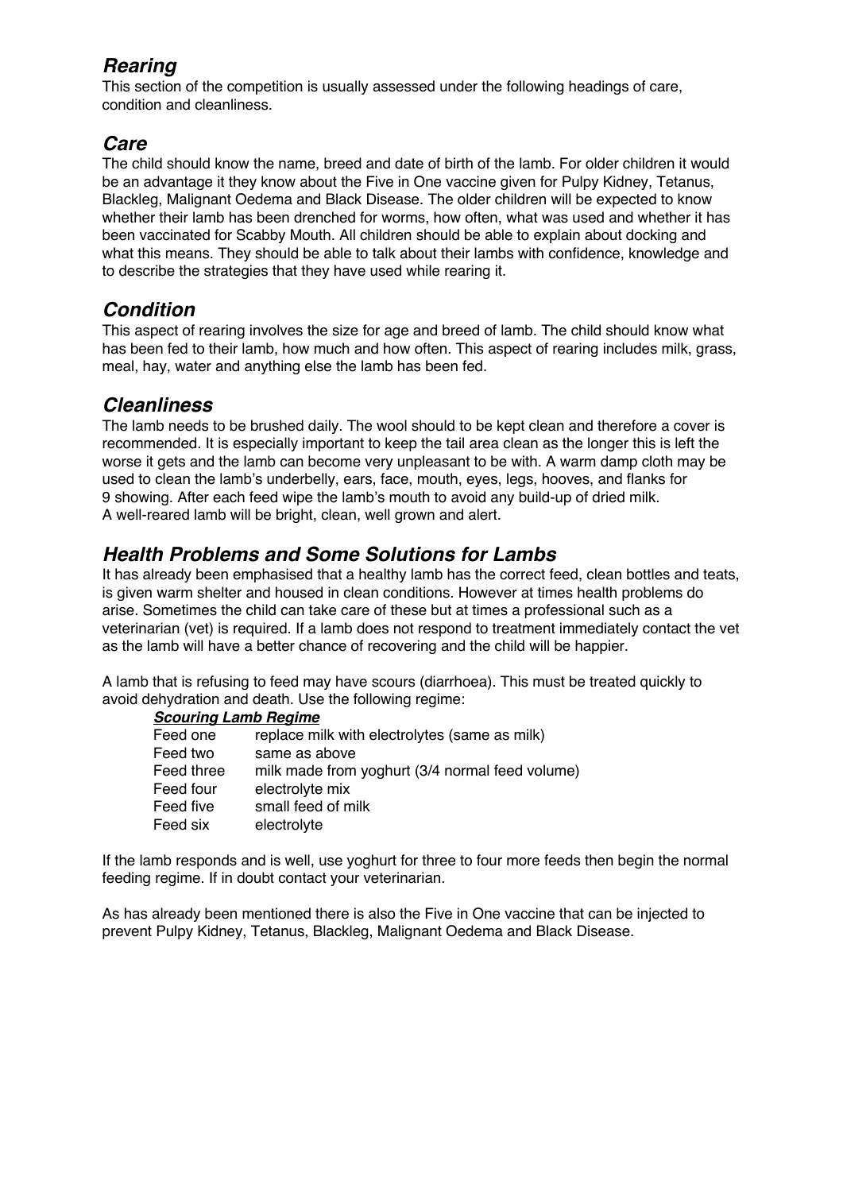## *Rearing*

This section of the competition is usually assessed under the following headings of care, condition and cleanliness.

## *Care*

The child should know the name, breed and date of birth of the lamb. For older children it would be an advantage it they know about the Five in One vaccine given for Pulpy Kidney, Tetanus, Blackleg, Malignant Oedema and Black Disease. The older children will be expected to know whether their lamb has been drenched for worms, how often, what was used and whether it has been vaccinated for Scabby Mouth. All children should be able to explain about docking and what this means. They should be able to talk about their lambs with confidence, knowledge and to describe the strategies that they have used while rearing it.

## *Condition*

This aspect of rearing involves the size for age and breed of lamb. The child should know what has been fed to their lamb, how much and how often. This aspect of rearing includes milk, grass, meal, hay, water and anything else the lamb has been fed.

## *Cleanliness*

The lamb needs to be brushed daily. The wool should to be kept clean and therefore a cover is recommended. It is especially important to keep the tail area clean as the longer this is left the worse it gets and the lamb can become very unpleasant to be with. A warm damp cloth may be used to clean the lamb's underbelly, ears, face, mouth, eyes, legs, hooves, and flanks for 9 showing. After each feed wipe the lamb's mouth to avoid any build-up of dried milk.
A well-reared lamb will be bright, clean, well grown and alert.

## *Health Problems and Some Solutions for Lambs*

It has already been emphasised that a healthy lamb has the correct feed, clean bottles and teats, is given warm shelter and housed in clean conditions. However at times health problems do arise. Sometimes the child can take care of these but at times a professional such as a veterinarian (vet) is required. If a lamb does not respond to treatment immediately contact the vet as the lamb will have a better chance of recovering and the child will be happier.

A lamb that is refusing to feed may have scours (diarrhoea). This must be treated quickly to avoid dehydration and death. Use the following regime:

***Scouring Lamb Regime***

| | |
|---|---|
| Feed one | replace milk with electrolytes (same as milk) |
| Feed two | same as above |
| Feed three | milk made from yoghurt (3/4 normal feed volume) |
| Feed four | electrolyte mix |
| Feed five | small feed of milk |
| Feed six | electrolyte |

If the lamb responds and is well, use yoghurt for three to four more feeds then begin the normal feeding regime. If in doubt contact your veterinarian.

As has already been mentioned there is also the Five in One vaccine that can be injected to prevent Pulpy Kidney, Tetanus, Blackleg, Malignant Oedema and Black Disease.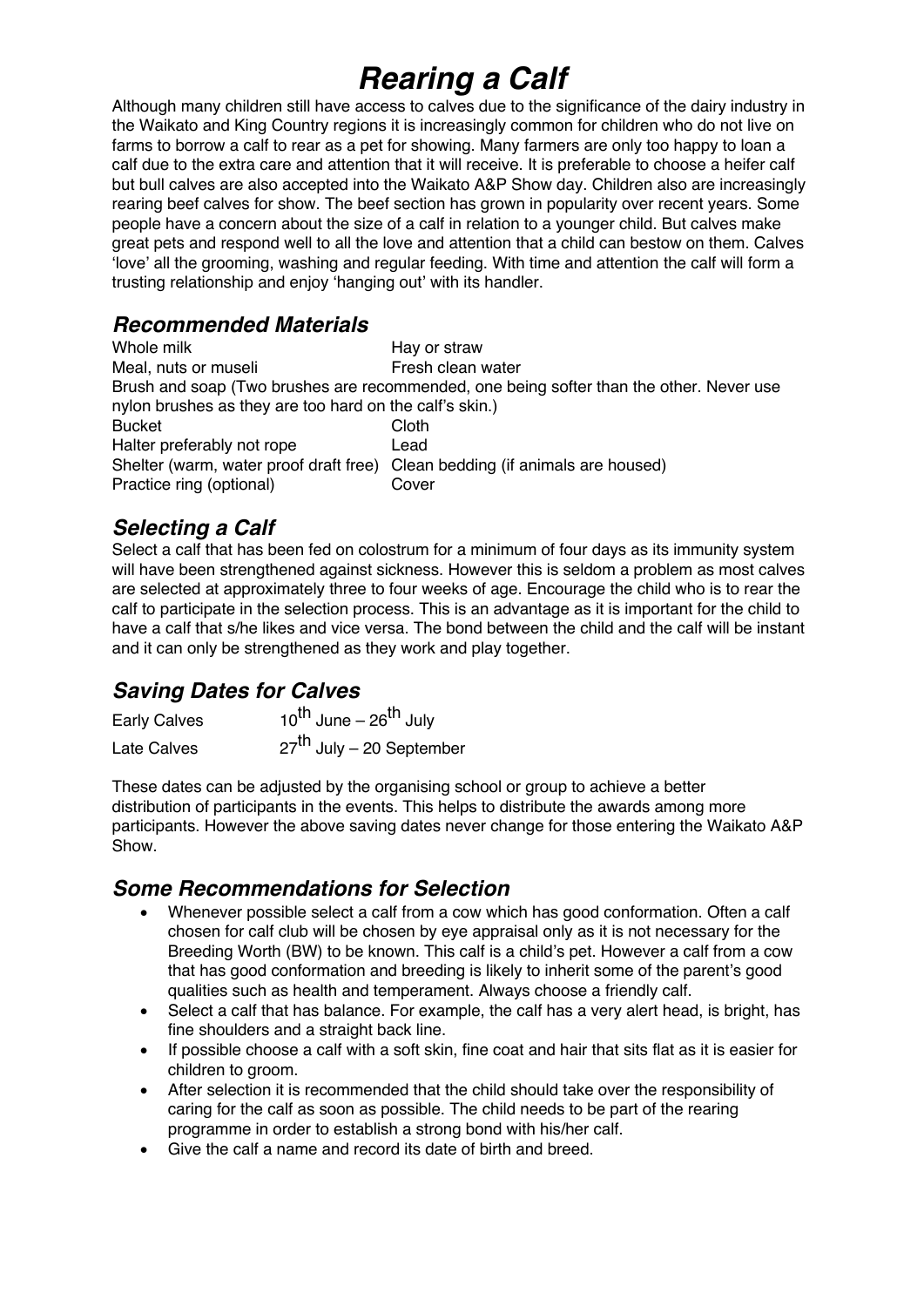# *Rearing a Calf*

Although many children still have access to calves due to the significance of the dairy industry in the Waikato and King Country regions it is increasingly common for children who do not live on farms to borrow a calf to rear as a pet for showing. Many farmers are only too happy to loan a calf due to the extra care and attention that it will receive. It is preferable to choose a heifer calf but bull calves are also accepted into the Waikato A&P Show day. Children also are increasingly rearing beef calves for show. The beef section has grown in popularity over recent years. Some people have a concern about the size of a calf in relation to a younger child. But calves make great pets and respond well to all the love and attention that a child can bestow on them. Calves 'love' all the grooming, washing and regular feeding. With time and attention the calf will form a trusting relationship and enjoy 'hanging out' with its handler.

## *Recommended Materials*

| | |
|---|---|
| Whole milk | Hay or straw |
| Meal, nuts or museli | Fresh clean water |

Brush and soap (Two brushes are recommended, one being softer than the other. Never use nylon brushes as they are too hard on the calf's skin.)

| | |
|---|---|
| Bucket | Cloth |
| Halter preferably not rope | Lead |
| Shelter (warm, water proof draft free) | Clean bedding (if animals are housed) |
| Practice ring (optional) | Cover |

## *Selecting a Calf*

Select a calf that has been fed on colostrum for a minimum of four days as its immunity system will have been strengthened against sickness. However this is seldom a problem as most calves are selected at approximately three to four weeks of age. Encourage the child who is to rear the calf to participate in the selection process. This is an advantage as it is important for the child to have a calf that s/he likes and vice versa. The bond between the child and the calf will be instant and it can only be strengthened as they work and play together.

## *Saving Dates for Calves*

| | |
|---|---|
| Early Calves | 10th June – 26th July |
| Late Calves | 27th July – 20 September |

These dates can be adjusted by the organising school or group to achieve a better distribution of participants in the events. This helps to distribute the awards among more participants. However the above saving dates never change for those entering the Waikato A&P Show.

## *Some Recommendations for Selection*

- Whenever possible select a calf from a cow which has good conformation. Often a calf chosen for calf club will be chosen by eye appraisal only as it is not necessary for the Breeding Worth (BW) to be known. This calf is a child's pet. However a calf from a cow that has good conformation and breeding is likely to inherit some of the parent's good qualities such as health and temperament. Always choose a friendly calf.
- Select a calf that has balance. For example, the calf has a very alert head, is bright, has fine shoulders and a straight back line.
- If possible choose a calf with a soft skin, fine coat and hair that sits flat as it is easier for children to groom.
- After selection it is recommended that the child should take over the responsibility of caring for the calf as soon as possible. The child needs to be part of the rearing programme in order to establish a strong bond with his/her calf.
- Give the calf a name and record its date of birth and breed.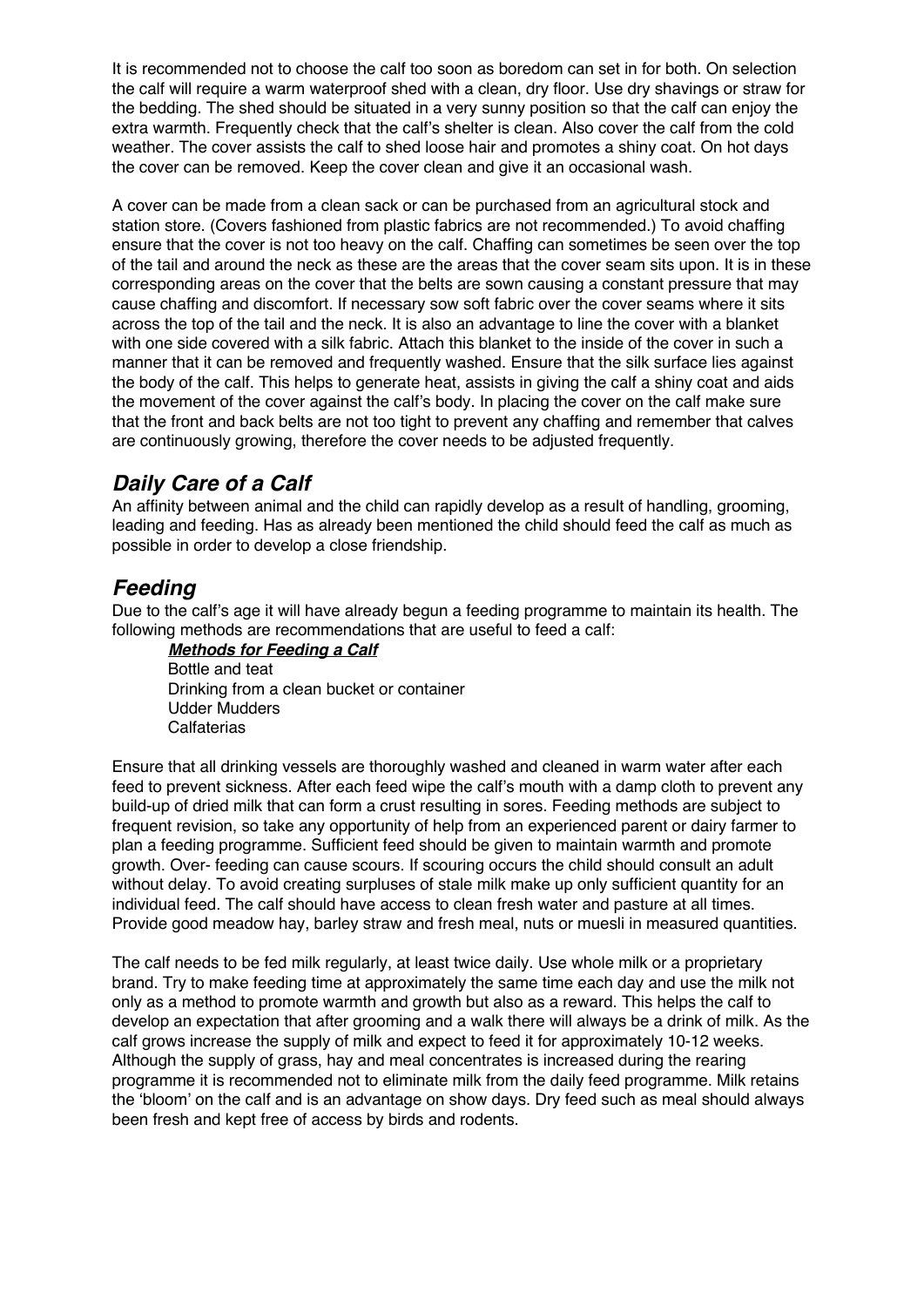It is recommended not to choose the calf too soon as boredom can set in for both. On selection the calf will require a warm waterproof shed with a clean, dry floor. Use dry shavings or straw for the bedding. The shed should be situated in a very sunny position so that the calf can enjoy the extra warmth. Frequently check that the calf's shelter is clean. Also cover the calf from the cold weather. The cover assists the calf to shed loose hair and promotes a shiny coat. On hot days the cover can be removed. Keep the cover clean and give it an occasional wash.

A cover can be made from a clean sack or can be purchased from an agricultural stock and station store. (Covers fashioned from plastic fabrics are not recommended.) To avoid chaffing ensure that the cover is not too heavy on the calf. Chaffing can sometimes be seen over the top of the tail and around the neck as these are the areas that the cover seam sits upon. It is in these corresponding areas on the cover that the belts are sown causing a constant pressure that may cause chaffing and discomfort. If necessary sow soft fabric over the cover seams where it sits across the top of the tail and the neck. It is also an advantage to line the cover with a blanket with one side covered with a silk fabric. Attach this blanket to the inside of the cover in such a manner that it can be removed and frequently washed. Ensure that the silk surface lies against the body of the calf. This helps to generate heat, assists in giving the calf a shiny coat and aids the movement of the cover against the calf's body. In placing the cover on the calf make sure that the front and back belts are not too tight to prevent any chaffing and remember that calves are continuously growing, therefore the cover needs to be adjusted frequently.

## *Daily Care of a Calf*

An affinity between animal and the child can rapidly develop as a result of handling, grooming, leading and feeding. Has as already been mentioned the child should feed the calf as much as possible in order to develop a close friendship.

## *Feeding*

Due to the calf's age it will have already begun a feeding programme to maintain its health. The following methods are recommendations that are useful to feed a calf:

***Methods for Feeding a Calf***

- Bottle and teat
- Drinking from a clean bucket or container
- Udder Mudders
- Calfaterias

Ensure that all drinking vessels are thoroughly washed and cleaned in warm water after each feed to prevent sickness. After each feed wipe the calf's mouth with a damp cloth to prevent any build-up of dried milk that can form a crust resulting in sores. Feeding methods are subject to frequent revision, so take any opportunity of help from an experienced parent or dairy farmer to plan a feeding programme. Sufficient feed should be given to maintain warmth and promote growth. Over- feeding can cause scours. If scouring occurs the child should consult an adult without delay. To avoid creating surpluses of stale milk make up only sufficient quantity for an individual feed. The calf should have access to clean fresh water and pasture at all times. Provide good meadow hay, barley straw and fresh meal, nuts or muesli in measured quantities.

The calf needs to be fed milk regularly, at least twice daily. Use whole milk or a proprietary brand. Try to make feeding time at approximately the same time each day and use the milk not only as a method to promote warmth and growth but also as a reward. This helps the calf to develop an expectation that after grooming and a walk there will always be a drink of milk. As the calf grows increase the supply of milk and expect to feed it for approximately 10-12 weeks. Although the supply of grass, hay and meal concentrates is increased during the rearing programme it is recommended not to eliminate milk from the daily feed programme. Milk retains the 'bloom' on the calf and is an advantage on show days. Dry feed such as meal should always been fresh and kept free of access by birds and rodents.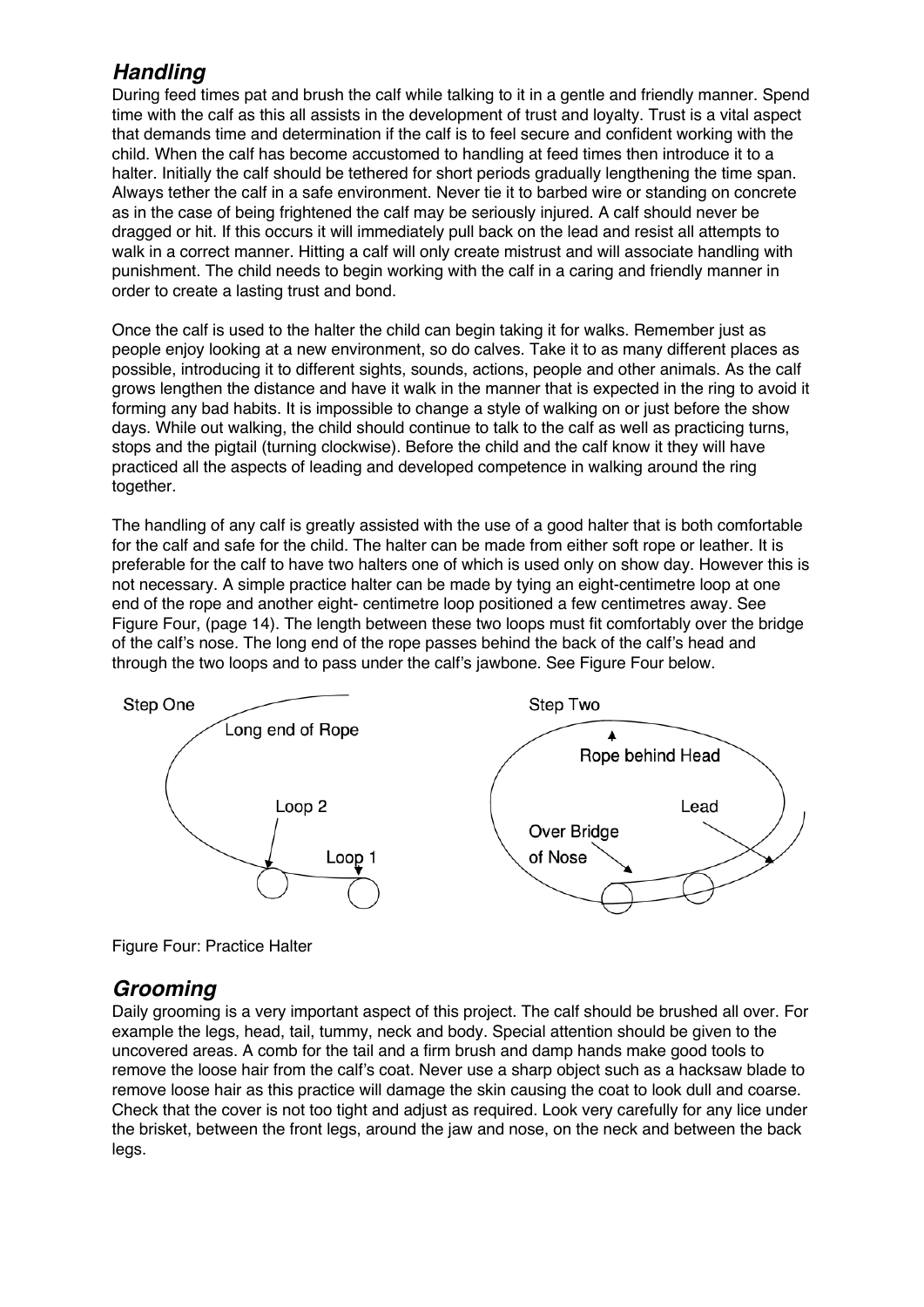## *Handling*

During feed times pat and brush the calf while talking to it in a gentle and friendly manner. Spend time with the calf as this all assists in the development of trust and loyalty. Trust is a vital aspect that demands time and determination if the calf is to feel secure and confident working with the child. When the calf has become accustomed to handling at feed times then introduce it to a halter. Initially the calf should be tethered for short periods gradually lengthening the time span. Always tether the calf in a safe environment. Never tie it to barbed wire or standing on concrete as in the case of being frightened the calf may be seriously injured. A calf should never be dragged or hit. If this occurs it will immediately pull back on the lead and resist all attempts to walk in a correct manner. Hitting a calf will only create mistrust and will associate handling with punishment. The child needs to begin working with the calf in a caring and friendly manner in order to create a lasting trust and bond.

Once the calf is used to the halter the child can begin taking it for walks. Remember just as people enjoy looking at a new environment, so do calves. Take it to as many different places as possible, introducing it to different sights, sounds, actions, people and other animals. As the calf grows lengthen the distance and have it walk in the manner that is expected in the ring to avoid it forming any bad habits. It is impossible to change a style of walking on or just before the show days. While out walking, the child should continue to talk to the calf as well as practicing turns, stops and the pigtail (turning clockwise). Before the child and the calf know it they will have practiced all the aspects of leading and developed competence in walking around the ring together.

The handling of any calf is greatly assisted with the use of a good halter that is both comfortable for the calf and safe for the child. The halter can be made from either soft rope or leather. It is preferable for the calf to have two halters one of which is used only on show day. However this is not necessary. A simple practice halter can be made by tying an eight-centimetre loop at one end of the rope and another eight- centimetre loop positioned a few centimetres away. See Figure Four, (page 14). The length between these two loops must fit comfortably over the bridge of the calf's nose. The long end of the rope passes behind the back of the calf's head and through the two loops and to pass under the calf's jawbone. See Figure Four below.

Step One: Long end of Rope, Loop 2, Loop 1

Step Two: Rope behind Head, Lead, Over Bridge of Nose

Figure Four: Practice Halter

## *Grooming*

Daily grooming is a very important aspect of this project. The calf should be brushed all over. For example the legs, head, tail, tummy, neck and body. Special attention should be given to the uncovered areas. A comb for the tail and a firm brush and damp hands make good tools to remove the loose hair from the calf's coat. Never use a sharp object such as a hacksaw blade to remove loose hair as this practice will damage the skin causing the coat to look dull and coarse. Check that the cover is not too tight and adjust as required. Look very carefully for any lice under the brisket, between the front legs, around the jaw and nose, on the neck and between the back legs.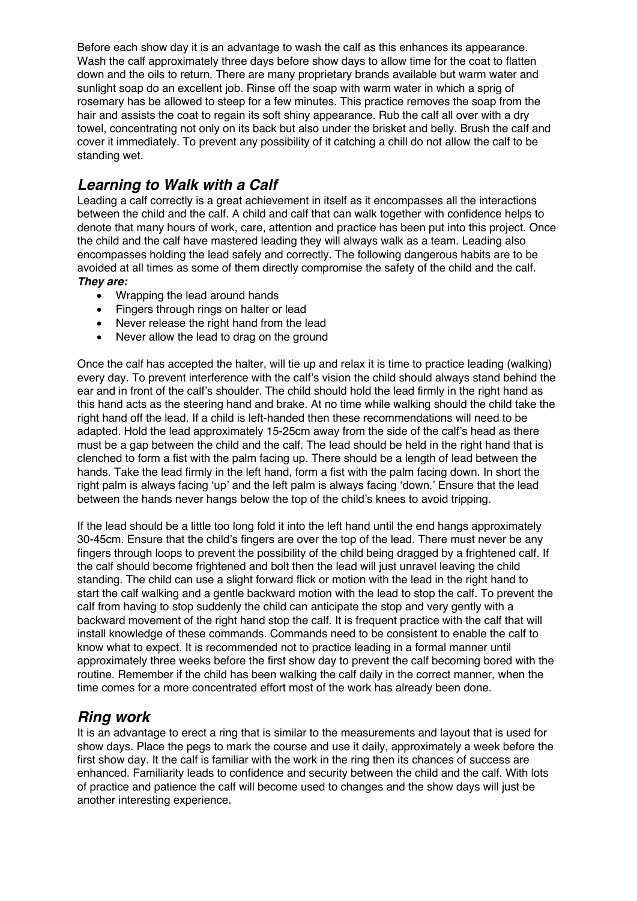Before each show day it is an advantage to wash the calf as this enhances its appearance. Wash the calf approximately three days before show days to allow time for the coat to flatten down and the oils to return. There are many proprietary brands available but warm water and sunlight soap do an excellent job. Rinse off the soap with warm water in which a sprig of rosemary has be allowed to steep for a few minutes. This practice removes the soap from the hair and assists the coat to regain its soft shiny appearance. Rub the calf all over with a dry towel, concentrating not only on its back but also under the brisket and belly. Brush the calf and cover it immediately. To prevent any possibility of it catching a chill do not allow the calf to be standing wet.

## *Learning to Walk with a Calf*

Leading a calf correctly is a great achievement in itself as it encompasses all the interactions between the child and the calf. A child and calf that can walk together with confidence helps to denote that many hours of work, care, attention and practice has been put into this project. Once the child and the calf have mastered leading they will always walk as a team. Leading also encompasses holding the lead safely and correctly. The following dangerous habits are to be avoided at all times as some of them directly compromise the safety of the child and the calf.
***They are:***

- Wrapping the lead around hands
- Fingers through rings on halter or lead
- Never release the right hand from the lead
- Never allow the lead to drag on the ground

Once the calf has accepted the halter, will tie up and relax it is time to practice leading (walking) every day. To prevent interference with the calf's vision the child should always stand behind the ear and in front of the calf's shoulder. The child should hold the lead firmly in the right hand as this hand acts as the steering hand and brake. At no time while walking should the child take the right hand off the lead. If a child is left-handed then these recommendations will need to be adapted. Hold the lead approximately 15-25cm away from the side of the calf's head as there must be a gap between the child and the calf. The lead should be held in the right hand that is clenched to form a fist with the palm facing up. There should be a length of lead between the hands. Take the lead firmly in the left hand, form a fist with the palm facing down. In short the right palm is always facing 'up' and the left palm is always facing 'down.' Ensure that the lead between the hands never hangs below the top of the child's knees to avoid tripping.

If the lead should be a little too long fold it into the left hand until the end hangs approximately 30-45cm. Ensure that the child's fingers are over the top of the lead. There must never be any fingers through loops to prevent the possibility of the child being dragged by a frightened calf. If the calf should become frightened and bolt then the lead will just unravel leaving the child standing. The child can use a slight forward flick or motion with the lead in the right hand to start the calf walking and a gentle backward motion with the lead to stop the calf. To prevent the calf from having to stop suddenly the child can anticipate the stop and very gently with a backward movement of the right hand stop the calf. It is frequent practice with the calf that will install knowledge of these commands. Commands need to be consistent to enable the calf to know what to expect. It is recommended not to practice leading in a formal manner until approximately three weeks before the first show day to prevent the calf becoming bored with the routine. Remember if the child has been walking the calf daily in the correct manner, when the time comes for a more concentrated effort most of the work has already been done.

## *Ring work*

It is an advantage to erect a ring that is similar to the measurements and layout that is used for show days. Place the pegs to mark the course and use it daily, approximately a week before the first show day. It the calf is familiar with the work in the ring then its chances of success are enhanced. Familiarity leads to confidence and security between the child and the calf. With lots of practice and patience the calf will become used to changes and the show days will just be another interesting experience.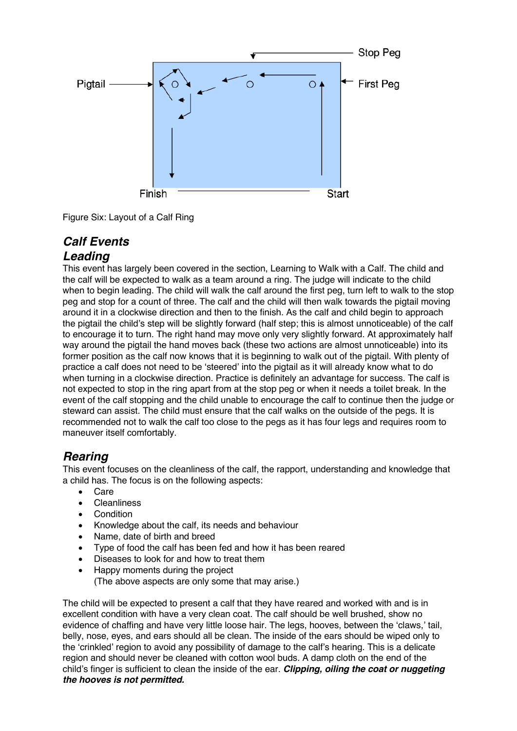Stop Peg

Pigtail

First Peg

Finish

Start

Figure Six: Layout of a Calf Ring

## *Calf Events*

## *Leading*

This event has largely been covered in the section, Learning to Walk with a Calf. The child and the calf will be expected to walk as a team around a ring. The judge will indicate to the child when to begin leading. The child will walk the calf around the first peg, turn left to walk to the stop peg and stop for a count of three. The calf and the child will then walk towards the pigtail moving around it in a clockwise direction and then to the finish. As the calf and child begin to approach the pigtail the child's step will be slightly forward (half step; this is almost unnoticeable) of the calf to encourage it to turn. The right hand may move only very slightly forward. At approximately half way around the pigtail the hand moves back (these two actions are almost unnoticeable) into its former position as the calf now knows that it is beginning to walk out of the pigtail. With plenty of practice a calf does not need to be 'steered' into the pigtail as it will already know what to do when turning in a clockwise direction. Practice is definitely an advantage for success. The calf is not expected to stop in the ring apart from at the stop peg or when it needs a toilet break. In the event of the calf stopping and the child unable to encourage the calf to continue then the judge or steward can assist. The child must ensure that the calf walks on the outside of the pegs. It is recommended not to walk the calf too close to the pegs as it has four legs and requires room to maneuver itself comfortably.

## *Rearing*

This event focuses on the cleanliness of the calf, the rapport, understanding and knowledge that a child has. The focus is on the following aspects:

- Care
- Cleanliness
- Condition
- Knowledge about the calf, its needs and behaviour
- Name, date of birth and breed
- Type of food the calf has been fed and how it has been reared
- Diseases to look for and how to treat them
- Happy moments during the project
  (The above aspects are only some that may arise.)

The child will be expected to present a calf that they have reared and worked with and is in excellent condition with have a very clean coat. The calf should be well brushed, show no evidence of chaffing and have very little loose hair. The legs, hooves, between the 'claws,' tail, belly, nose, eyes, and ears should all be clean. The inside of the ears should be wiped only to the 'crinkled' region to avoid any possibility of damage to the calf's hearing. This is a delicate region and should never be cleaned with cotton wool buds. A damp cloth on the end of the child's finger is sufficient to clean the inside of the ear. ***Clipping, oiling the coat or nuggeting the hooves is not permitted.***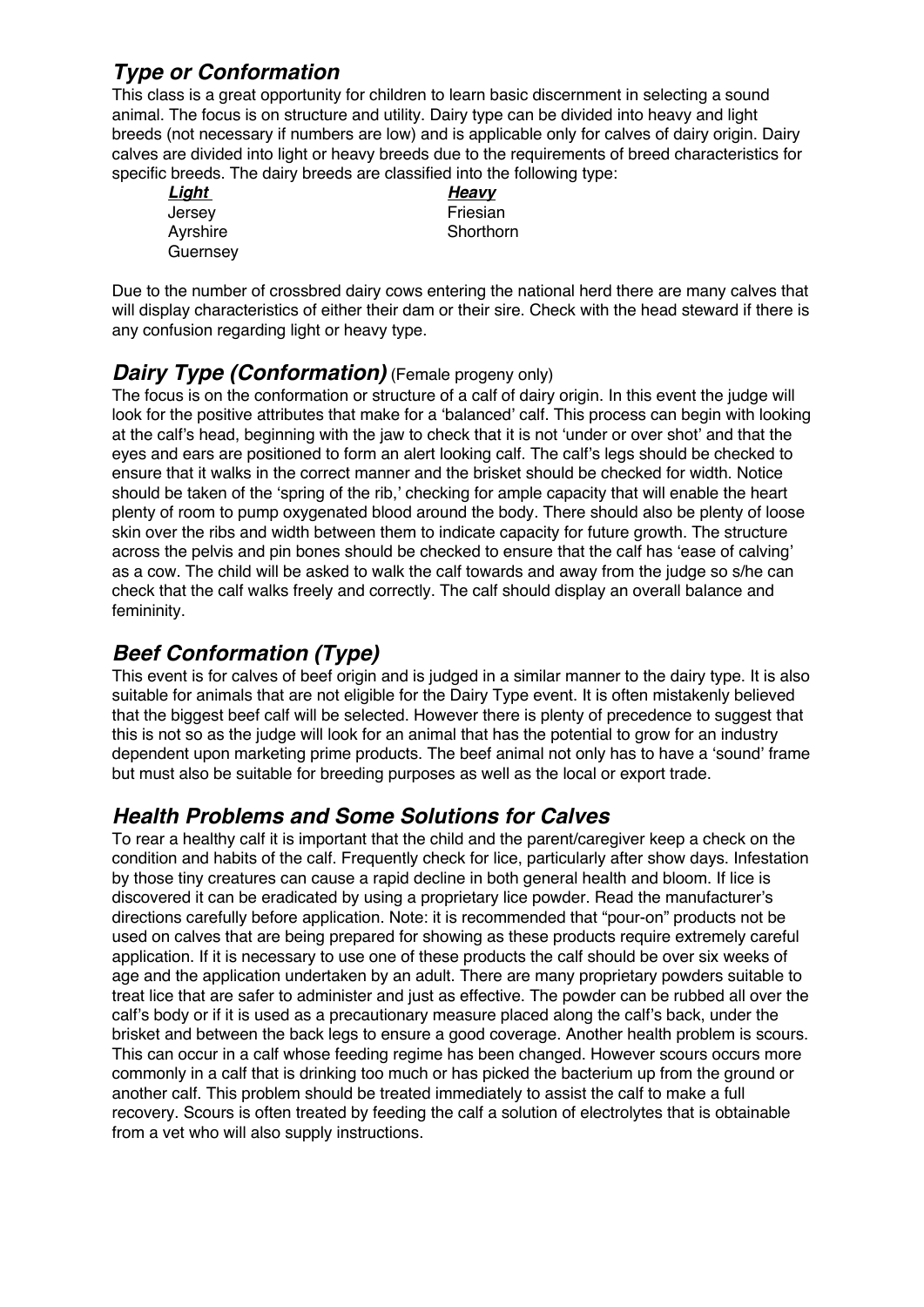## *Type or Conformation*

This class is a great opportunity for children to learn basic discernment in selecting a sound animal. The focus is on structure and utility. Dairy type can be divided into heavy and light breeds (not necessary if numbers are low) and is applicable only for calves of dairy origin. Dairy calves are divided into light or heavy breeds due to the requirements of breed characteristics for specific breeds. The dairy breeds are classified into the following type:

| ***Light*** | ***Heavy*** |
| --- | --- |
| Jersey | Friesian |
| Ayrshire | Shorthorn |
| Guernsey | |

Due to the number of crossbred dairy cows entering the national herd there are many calves that will display characteristics of either their dam or their sire. Check with the head steward if there is any confusion regarding light or heavy type.

## *Dairy Type (Conformation)* (Female progeny only)

The focus is on the conformation or structure of a calf of dairy origin. In this event the judge will look for the positive attributes that make for a 'balanced' calf. This process can begin with looking at the calf's head, beginning with the jaw to check that it is not 'under or over shot' and that the eyes and ears are positioned to form an alert looking calf. The calf's legs should be checked to ensure that it walks in the correct manner and the brisket should be checked for width. Notice should be taken of the 'spring of the rib,' checking for ample capacity that will enable the heart plenty of room to pump oxygenated blood around the body. There should also be plenty of loose skin over the ribs and width between them to indicate capacity for future growth. The structure across the pelvis and pin bones should be checked to ensure that the calf has 'ease of calving' as a cow. The child will be asked to walk the calf towards and away from the judge so s/he can check that the calf walks freely and correctly. The calf should display an overall balance and femininity.

## *Beef Conformation (Type)*

This event is for calves of beef origin and is judged in a similar manner to the dairy type. It is also suitable for animals that are not eligible for the Dairy Type event. It is often mistakenly believed that the biggest beef calf will be selected. However there is plenty of precedence to suggest that this is not so as the judge will look for an animal that has the potential to grow for an industry dependent upon marketing prime products. The beef animal not only has to have a 'sound' frame but must also be suitable for breeding purposes as well as the local or export trade.

## *Health Problems and Some Solutions for Calves*

To rear a healthy calf it is important that the child and the parent/caregiver keep a check on the condition and habits of the calf. Frequently check for lice, particularly after show days. Infestation by those tiny creatures can cause a rapid decline in both general health and bloom. If lice is discovered it can be eradicated by using a proprietary lice powder. Read the manufacturer's directions carefully before application. Note: it is recommended that "pour-on" products not be used on calves that are being prepared for showing as these products require extremely careful application. If it is necessary to use one of these products the calf should be over six weeks of age and the application undertaken by an adult. There are many proprietary powders suitable to treat lice that are safer to administer and just as effective. The powder can be rubbed all over the calf's body or if it is used as a precautionary measure placed along the calf's back, under the brisket and between the back legs to ensure a good coverage. Another health problem is scours. This can occur in a calf whose feeding regime has been changed. However scours occurs more commonly in a calf that is drinking too much or has picked the bacterium up from the ground or another calf. This problem should be treated immediately to assist the calf to make a full recovery. Scours is often treated by feeding the calf a solution of electrolytes that is obtainable from a vet who will also supply instructions.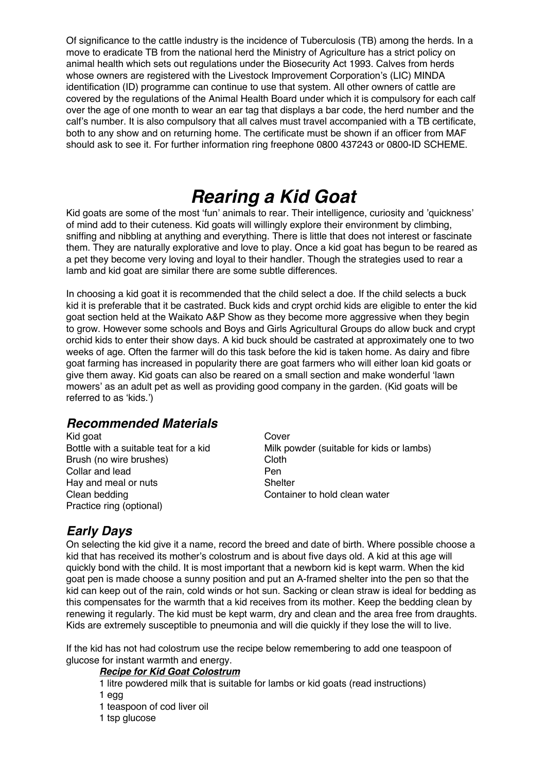Of significance to the cattle industry is the incidence of Tuberculosis (TB) among the herds. In a move to eradicate TB from the national herd the Ministry of Agriculture has a strict policy on animal health which sets out regulations under the Biosecurity Act 1993. Calves from herds whose owners are registered with the Livestock Improvement Corporation's (LIC) MINDA identification (ID) programme can continue to use that system. All other owners of cattle are covered by the regulations of the Animal Health Board under which it is compulsory for each calf over the age of one month to wear an ear tag that displays a bar code, the herd number and the calf's number. It is also compulsory that all calves must travel accompanied with a TB certificate, both to any show and on returning home. The certificate must be shown if an officer from MAF should ask to see it. For further information ring freephone 0800 437243 or 0800-ID SCHEME.

# *Rearing a Kid Goat*

Kid goats are some of the most 'fun' animals to rear. Their intelligence, curiosity and 'quickness' of mind add to their cuteness. Kid goats will willingly explore their environment by climbing, sniffing and nibbling at anything and everything. There is little that does not interest or fascinate them. They are naturally explorative and love to play. Once a kid goat has begun to be reared as a pet they become very loving and loyal to their handler. Though the strategies used to rear a lamb and kid goat are similar there are some subtle differences.

In choosing a kid goat it is recommended that the child select a doe. If the child selects a buck kid it is preferable that it be castrated. Buck kids and crypt orchid kids are eligible to enter the kid goat section held at the Waikato A&P Show as they become more aggressive when they begin to grow. However some schools and Boys and Girls Agricultural Groups do allow buck and crypt orchid kids to enter their show days. A kid buck should be castrated at approximately one to two weeks of age. Often the farmer will do this task before the kid is taken home. As dairy and fibre goat farming has increased in popularity there are goat farmers who will either loan kid goats or give them away. Kid goats can also be reared on a small section and make wonderful 'lawn mowers' as an adult pet as well as providing good company in the garden. (Kid goats will be referred to as 'kids.')

## *Recommended Materials*

- Kid goat
- Bottle with a suitable teat for a kid
- Brush (no wire brushes)
- Collar and lead
- Hay and meal or nuts
- Clean bedding
- Practice ring (optional)
- Cover
- Milk powder (suitable for kids or lambs)
- Cloth
- Pen
- Shelter
- Container to hold clean water

## *Early Days*

On selecting the kid give it a name, record the breed and date of birth. Where possible choose a kid that has received its mother's colostrum and is about five days old. A kid at this age will quickly bond with the child. It is most important that a newborn kid is kept warm. When the kid goat pen is made choose a sunny position and put an A-framed shelter into the pen so that the kid can keep out of the rain, cold winds or hot sun. Sacking or clean straw is ideal for bedding as this compensates for the warmth that a kid receives from its mother. Keep the bedding clean by renewing it regularly. The kid must be kept warm, dry and clean and the area free from draughts. Kids are extremely susceptible to pneumonia and will die quickly if they lose the will to live.

If the kid has not had colostrum use the recipe below remembering to add one teaspoon of glucose for instant warmth and energy.

***Recipe for Kid Goat Colostrum***

1 litre powdered milk that is suitable for lambs or kid goats (read instructions)
1 egg
1 teaspoon of cod liver oil
1 tsp glucose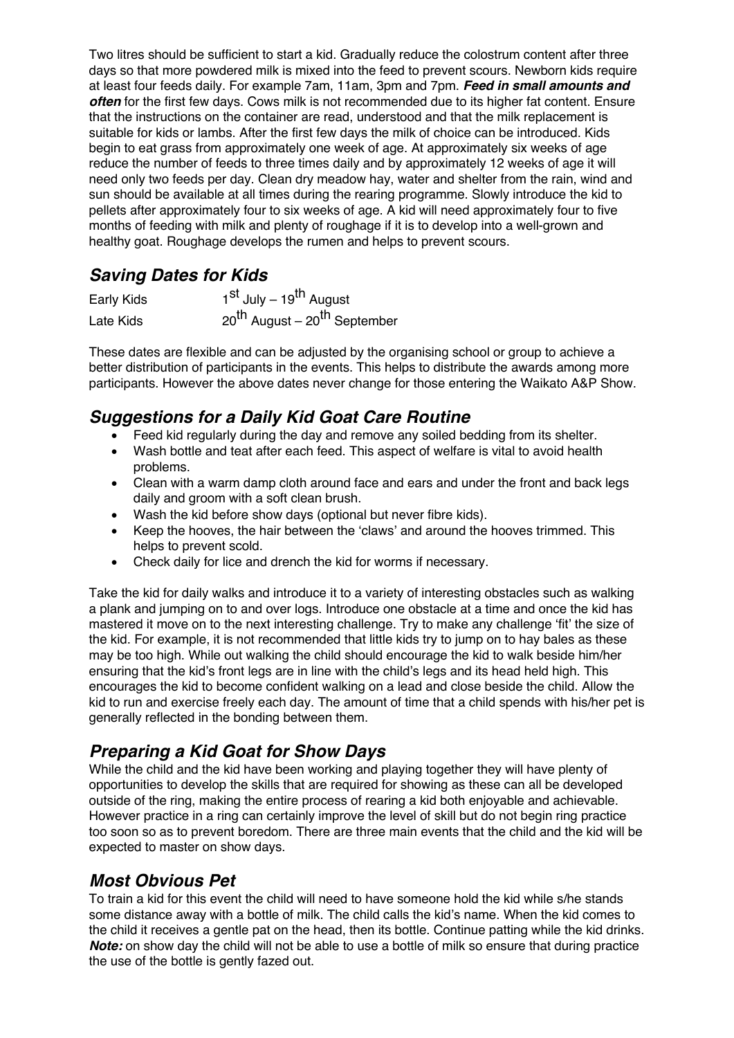Two litres should be sufficient to start a kid. Gradually reduce the colostrum content after three days so that more powdered milk is mixed into the feed to prevent scours. Newborn kids require at least four feeds daily. For example 7am, 11am, 3pm and 7pm. ***Feed in small amounts and often*** for the first few days. Cows milk is not recommended due to its higher fat content. Ensure that the instructions on the container are read, understood and that the milk replacement is suitable for kids or lambs. After the first few days the milk of choice can be introduced. Kids begin to eat grass from approximately one week of age. At approximately six weeks of age reduce the number of feeds to three times daily and by approximately 12 weeks of age it will need only two feeds per day. Clean dry meadow hay, water and shelter from the rain, wind and sun should be available at all times during the rearing programme. Slowly introduce the kid to pellets after approximately four to six weeks of age. A kid will need approximately four to five months of feeding with milk and plenty of roughage if it is to develop into a well-grown and healthy goat. Roughage develops the rumen and helps to prevent scours.

## *Saving Dates for Kids*

| | |
|---|---|
| Early Kids | 1st July – 19th August |
| Late Kids | 20th August – 20th September |

These dates are flexible and can be adjusted by the organising school or group to achieve a better distribution of participants in the events. This helps to distribute the awards among more participants. However the above dates never change for those entering the Waikato A&P Show.

## *Suggestions for a Daily Kid Goat Care Routine*

- Feed kid regularly during the day and remove any soiled bedding from its shelter.
- Wash bottle and teat after each feed. This aspect of welfare is vital to avoid health problems.
- Clean with a warm damp cloth around face and ears and under the front and back legs daily and groom with a soft clean brush.
- Wash the kid before show days (optional but never fibre kids).
- Keep the hooves, the hair between the 'claws' and around the hooves trimmed. This helps to prevent scold.
- Check daily for lice and drench the kid for worms if necessary.

Take the kid for daily walks and introduce it to a variety of interesting obstacles such as walking a plank and jumping on to and over logs. Introduce one obstacle at a time and once the kid has mastered it move on to the next interesting challenge. Try to make any challenge 'fit' the size of the kid. For example, it is not recommended that little kids try to jump on to hay bales as these may be too high. While out walking the child should encourage the kid to walk beside him/her ensuring that the kid's front legs are in line with the child's legs and its head held high. This encourages the kid to become confident walking on a lead and close beside the child. Allow the kid to run and exercise freely each day. The amount of time that a child spends with his/her pet is generally reflected in the bonding between them.

## *Preparing a Kid Goat for Show Days*

While the child and the kid have been working and playing together they will have plenty of opportunities to develop the skills that are required for showing as these can all be developed outside of the ring, making the entire process of rearing a kid both enjoyable and achievable. However practice in a ring can certainly improve the level of skill but do not begin ring practice too soon so as to prevent boredom. There are three main events that the child and the kid will be expected to master on show days.

## *Most Obvious Pet*

To train a kid for this event the child will need to have someone hold the kid while s/he stands some distance away with a bottle of milk. The child calls the kid's name. When the kid comes to the child it receives a gentle pat on the head, then its bottle. Continue patting while the kid drinks. ***Note:*** on show day the child will not be able to use a bottle of milk so ensure that during practice the use of the bottle is gently fazed out.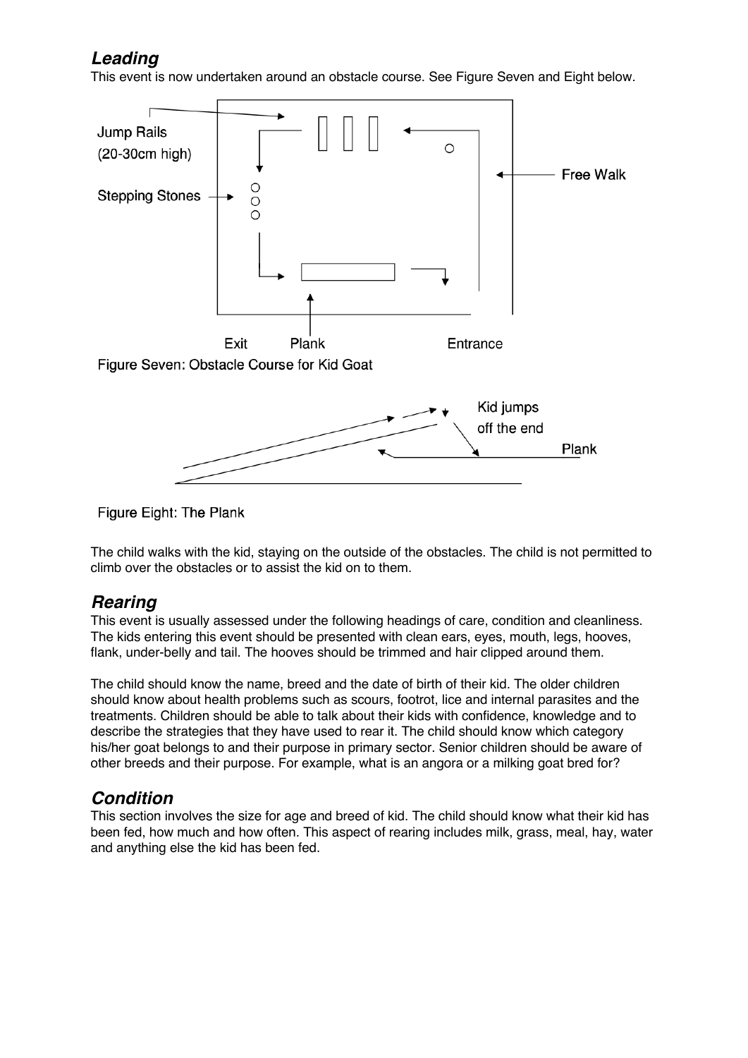## *Leading*

This event is now undertaken around an obstacle course. See Figure Seven and Eight below.

Jump Rails (20-30cm high)

Free Walk

Stepping Stones

Exit Plank Entrance

Figure Seven: Obstacle Course for Kid Goat

Kid jumps off the end

Plank

Figure Eight: The Plank

The child walks with the kid, staying on the outside of the obstacles. The child is not permitted to climb over the obstacles or to assist the kid on to them.

## *Rearing*

This event is usually assessed under the following headings of care, condition and cleanliness. The kids entering this event should be presented with clean ears, eyes, mouth, legs, hooves, flank, under-belly and tail. The hooves should be trimmed and hair clipped around them.

The child should know the name, breed and the date of birth of their kid. The older children should know about health problems such as scours, footrot, lice and internal parasites and the treatments. Children should be able to talk about their kids with confidence, knowledge and to describe the strategies that they have used to rear it. The child should know which category his/her goat belongs to and their purpose in primary sector. Senior children should be aware of other breeds and their purpose. For example, what is an angora or a milking goat bred for?

## *Condition*

This section involves the size for age and breed of kid. The child should know what their kid has been fed, how much and how often. This aspect of rearing includes milk, grass, meal, hay, water and anything else the kid has been fed.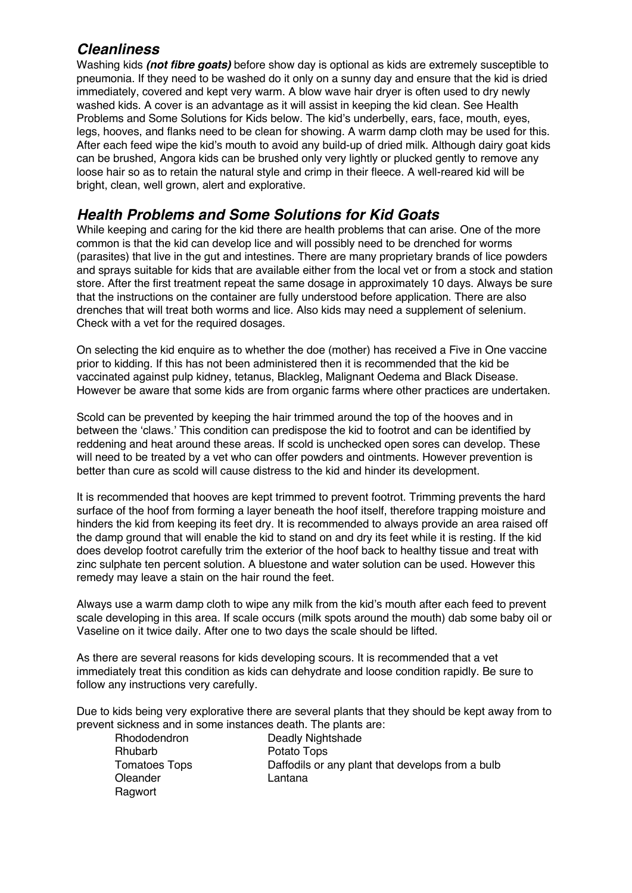## *Cleanliness*

Washing kids ***(not fibre goats)*** before show day is optional as kids are extremely susceptible to pneumonia. If they need to be washed do it only on a sunny day and ensure that the kid is dried immediately, covered and kept very warm. A blow wave hair dryer is often used to dry newly washed kids. A cover is an advantage as it will assist in keeping the kid clean. See Health Problems and Some Solutions for Kids below. The kid's underbelly, ears, face, mouth, eyes, legs, hooves, and flanks need to be clean for showing. A warm damp cloth may be used for this. After each feed wipe the kid's mouth to avoid any build-up of dried milk. Although dairy goat kids can be brushed, Angora kids can be brushed only very lightly or plucked gently to remove any loose hair so as to retain the natural style and crimp in their fleece. A well-reared kid will be bright, clean, well grown, alert and explorative.

## *Health Problems and Some Solutions for Kid Goats*

While keeping and caring for the kid there are health problems that can arise. One of the more common is that the kid can develop lice and will possibly need to be drenched for worms (parasites) that live in the gut and intestines. There are many proprietary brands of lice powders and sprays suitable for kids that are available either from the local vet or from a stock and station store. After the first treatment repeat the same dosage in approximately 10 days. Always be sure that the instructions on the container are fully understood before application. There are also drenches that will treat both worms and lice. Also kids may need a supplement of selenium. Check with a vet for the required dosages.

On selecting the kid enquire as to whether the doe (mother) has received a Five in One vaccine prior to kidding. If this has not been administered then it is recommended that the kid be vaccinated against pulp kidney, tetanus, Blackleg, Malignant Oedema and Black Disease. However be aware that some kids are from organic farms where other practices are undertaken.

Scold can be prevented by keeping the hair trimmed around the top of the hooves and in between the 'claws.' This condition can predispose the kid to footrot and can be identified by reddening and heat around these areas. If scold is unchecked open sores can develop. These will need to be treated by a vet who can offer powders and ointments. However prevention is better than cure as scold will cause distress to the kid and hinder its development.

It is recommended that hooves are kept trimmed to prevent footrot. Trimming prevents the hard surface of the hoof from forming a layer beneath the hoof itself, therefore trapping moisture and hinders the kid from keeping its feet dry. It is recommended to always provide an area raised off the damp ground that will enable the kid to stand on and dry its feet while it is resting. If the kid does develop footrot carefully trim the exterior of the hoof back to healthy tissue and treat with zinc sulphate ten percent solution. A bluestone and water solution can be used. However this remedy may leave a stain on the hair round the feet.

Always use a warm damp cloth to wipe any milk from the kid's mouth after each feed to prevent scale developing in this area. If scale occurs (milk spots around the mouth) dab some baby oil or Vaseline on it twice daily. After one to two days the scale should be lifted.

As there are several reasons for kids developing scours. It is recommended that a vet immediately treat this condition as kids can dehydrate and loose condition rapidly. Be sure to follow any instructions very carefully.

Due to kids being very explorative there are several plants that they should be kept away from to prevent sickness and in some instances death. The plants are:

- Rhododendron
- Deadly Nightshade
- Rhubarb
- Potato Tops
- Tomatoes Tops
- Daffodils or any plant that develops from a bulb
- Oleander
- Lantana
- Ragwort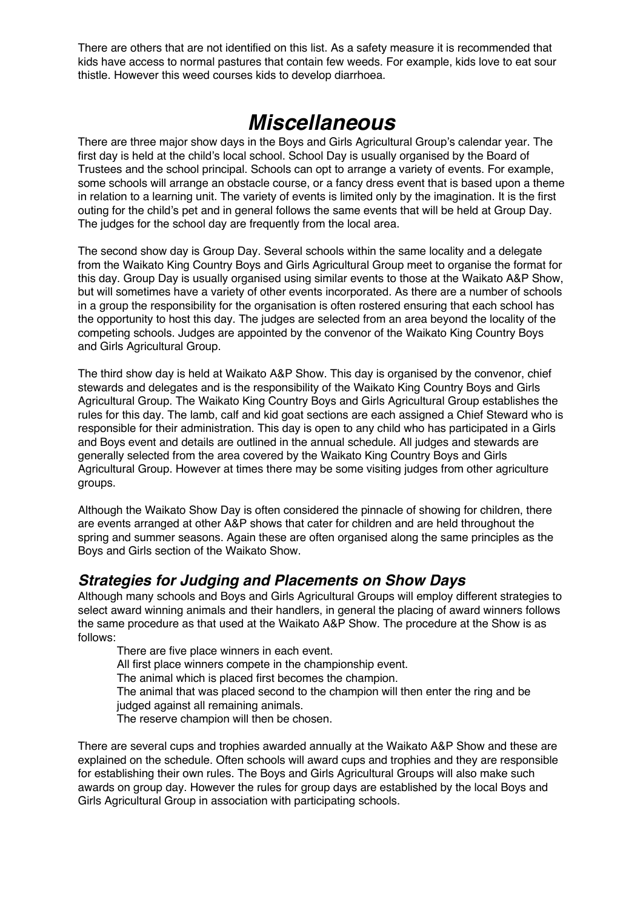There are others that are not identified on this list. As a safety measure it is recommended that kids have access to normal pastures that contain few weeds. For example, kids love to eat sour thistle. However this weed courses kids to develop diarrhoea.

# *Miscellaneous*

There are three major show days in the Boys and Girls Agricultural Group's calendar year. The first day is held at the child's local school. School Day is usually organised by the Board of Trustees and the school principal. Schools can opt to arrange a variety of events. For example, some schools will arrange an obstacle course, or a fancy dress event that is based upon a theme in relation to a learning unit. The variety of events is limited only by the imagination. It is the first outing for the child's pet and in general follows the same events that will be held at Group Day. The judges for the school day are frequently from the local area.

The second show day is Group Day. Several schools within the same locality and a delegate from the Waikato King Country Boys and Girls Agricultural Group meet to organise the format for this day. Group Day is usually organised using similar events to those at the Waikato A&P Show, but will sometimes have a variety of other events incorporated. As there are a number of schools in a group the responsibility for the organisation is often rostered ensuring that each school has the opportunity to host this day. The judges are selected from an area beyond the locality of the competing schools. Judges are appointed by the convenor of the Waikato King Country Boys and Girls Agricultural Group.

The third show day is held at Waikato A&P Show. This day is organised by the convenor, chief stewards and delegates and is the responsibility of the Waikato King Country Boys and Girls Agricultural Group. The Waikato King Country Boys and Girls Agricultural Group establishes the rules for this day. The lamb, calf and kid goat sections are each assigned a Chief Steward who is responsible for their administration. This day is open to any child who has participated in a Girls and Boys event and details are outlined in the annual schedule. All judges and stewards are generally selected from the area covered by the Waikato King Country Boys and Girls Agricultural Group. However at times there may be some visiting judges from other agriculture groups.

Although the Waikato Show Day is often considered the pinnacle of showing for children, there are events arranged at other A&P shows that cater for children and are held throughout the spring and summer seasons. Again these are often organised along the same principles as the Boys and Girls section of the Waikato Show.

## *Strategies for Judging and Placements on Show Days*

Although many schools and Boys and Girls Agricultural Groups will employ different strategies to select award winning animals and their handlers, in general the placing of award winners follows the same procedure as that used at the Waikato A&P Show. The procedure at the Show is as follows:

There are five place winners in each event.
All first place winners compete in the championship event.
The animal which is placed first becomes the champion.
The animal that was placed second to the champion will then enter the ring and be judged against all remaining animals.
The reserve champion will then be chosen.

There are several cups and trophies awarded annually at the Waikato A&P Show and these are explained on the schedule. Often schools will award cups and trophies and they are responsible for establishing their own rules. The Boys and Girls Agricultural Groups will also make such awards on group day. However the rules for group days are established by the local Boys and Girls Agricultural Group in association with participating schools.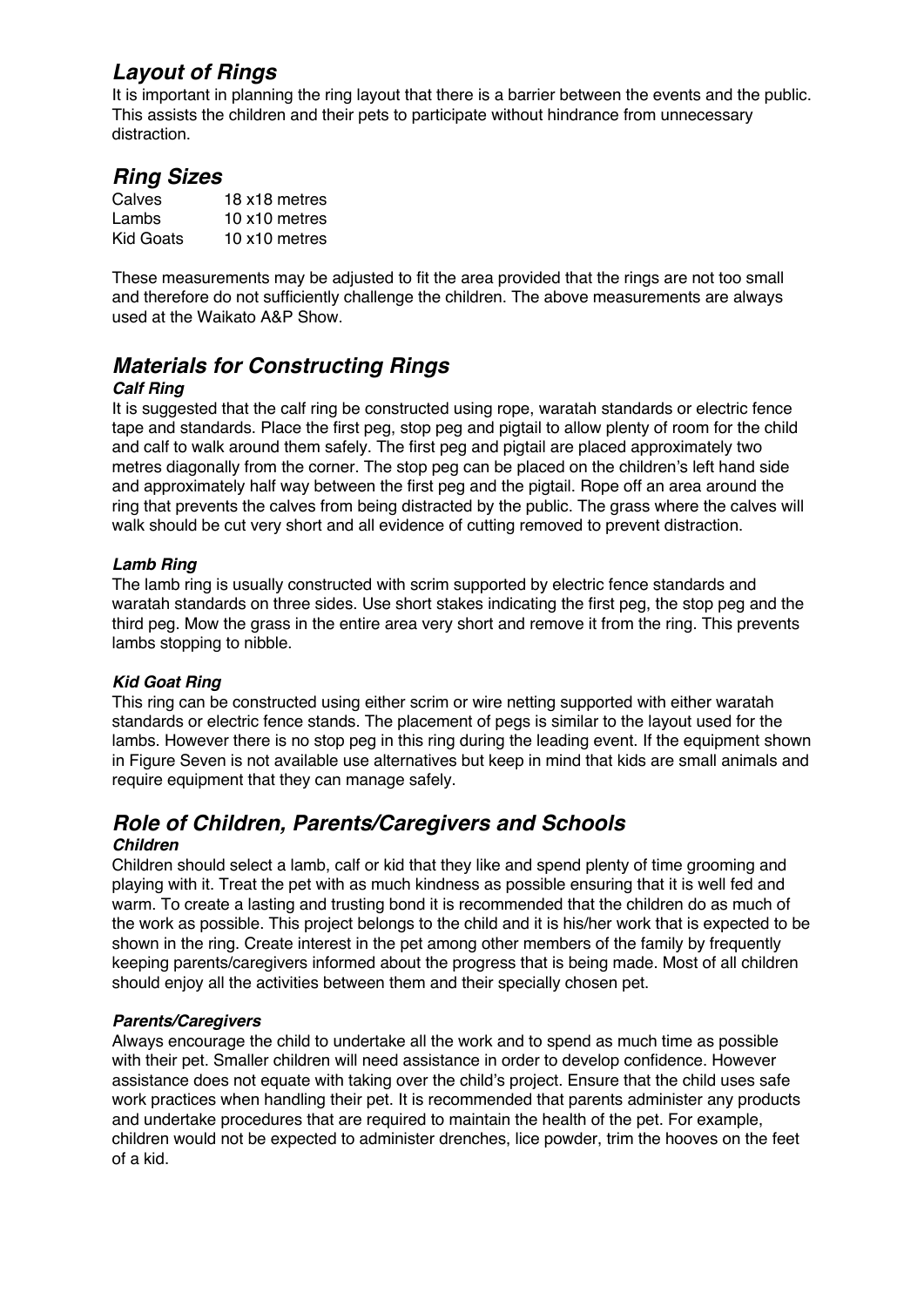## *Layout of Rings*

It is important in planning the ring layout that there is a barrier between the events and the public. This assists the children and their pets to participate without hindrance from unnecessary distraction.

## *Ring Sizes*

| | |
|---|---|
| Calves | 18 x18 metres |
| Lambs | 10 x10 metres |
| Kid Goats | 10 x10 metres |

These measurements may be adjusted to fit the area provided that the rings are not too small and therefore do not sufficiently challenge the children. The above measurements are always used at the Waikato A&P Show.

## *Materials for Constructing Rings*

### *Calf Ring*

It is suggested that the calf ring be constructed using rope, waratah standards or electric fence tape and standards. Place the first peg, stop peg and pigtail to allow plenty of room for the child and calf to walk around them safely. The first peg and pigtail are placed approximately two metres diagonally from the corner. The stop peg can be placed on the children's left hand side and approximately half way between the first peg and the pigtail. Rope off an area around the ring that prevents the calves from being distracted by the public. The grass where the calves will walk should be cut very short and all evidence of cutting removed to prevent distraction.

### *Lamb Ring*

The lamb ring is usually constructed with scrim supported by electric fence standards and waratah standards on three sides. Use short stakes indicating the first peg, the stop peg and the third peg. Mow the grass in the entire area very short and remove it from the ring. This prevents lambs stopping to nibble.

### *Kid Goat Ring*

This ring can be constructed using either scrim or wire netting supported with either waratah standards or electric fence stands. The placement of pegs is similar to the layout used for the lambs. However there is no stop peg in this ring during the leading event. If the equipment shown in Figure Seven is not available use alternatives but keep in mind that kids are small animals and require equipment that they can manage safely.

## *Role of Children, Parents/Caregivers and Schools*

### *Children*

Children should select a lamb, calf or kid that they like and spend plenty of time grooming and playing with it. Treat the pet with as much kindness as possible ensuring that it is well fed and warm. To create a lasting and trusting bond it is recommended that the children do as much of the work as possible. This project belongs to the child and it is his/her work that is expected to be shown in the ring. Create interest in the pet among other members of the family by frequently keeping parents/caregivers informed about the progress that is being made. Most of all children should enjoy all the activities between them and their specially chosen pet.

### *Parents/Caregivers*

Always encourage the child to undertake all the work and to spend as much time as possible with their pet. Smaller children will need assistance in order to develop confidence. However assistance does not equate with taking over the child's project. Ensure that the child uses safe work practices when handling their pet. It is recommended that parents administer any products and undertake procedures that are required to maintain the health of the pet. For example, children would not be expected to administer drenches, lice powder, trim the hooves on the feet of a kid.